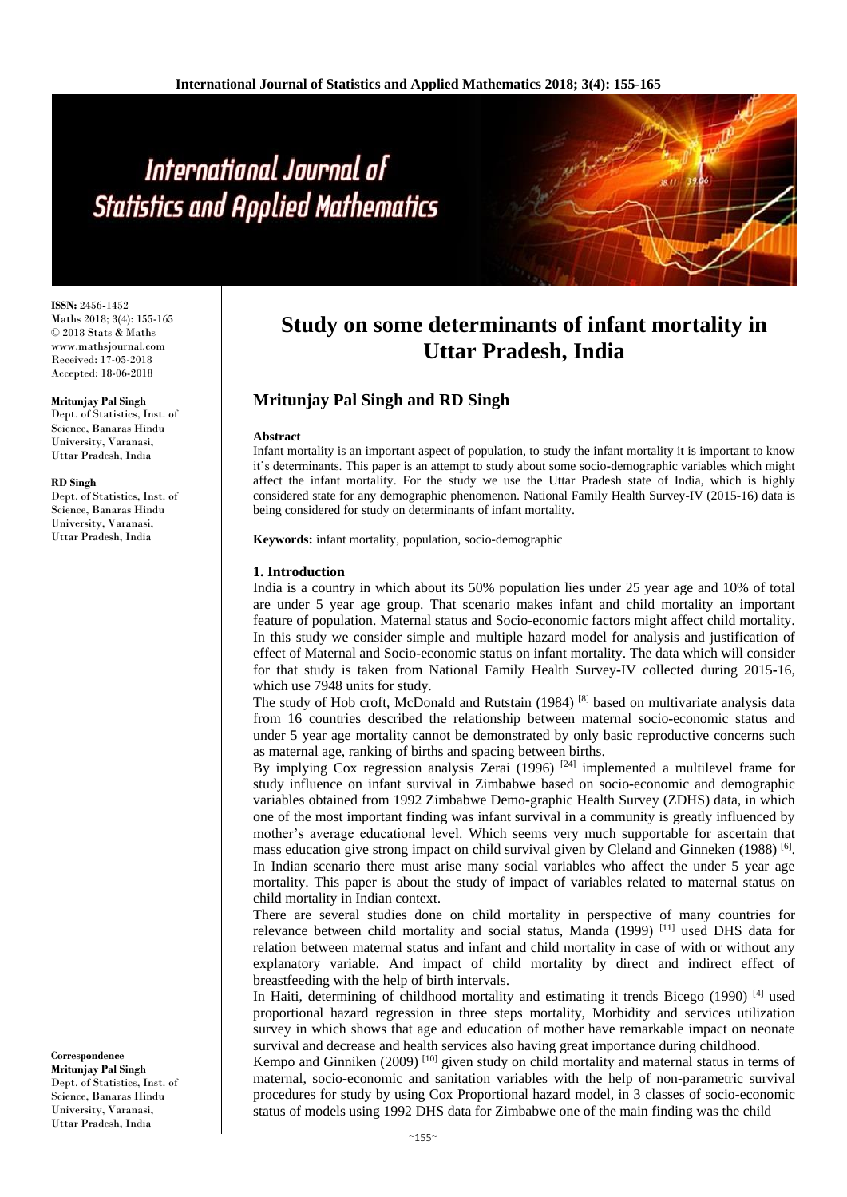# Study on some determinants of infant mortality in Uttar Pradesh, India

**Mritunjay Pal Singh and RD Singh**

ISSN: 2456-1452
Maths 2018; 3(4): 155-165
© 2018 Stats & Maths
www.mathsjournal.com
Received: 17-05-2018
Accepted: 18-06-2018

**Mritunjay Pal Singh**
Dept. of Statistics, Inst. of Science, Banaras Hindu University, Varanasi, Uttar Pradesh, India

**RD Singh**
Dept. of Statistics, Inst. of Science, Banaras Hindu University, Varanasi, Uttar Pradesh, India

**Correspondence**
**Mritunjay Pal Singh**
Dept. of Statistics, Inst. of Science, Banaras Hindu University, Varanasi, Uttar Pradesh, India

**Abstract**

Infant mortality is an important aspect of population, to study the infant mortality it is important to know it's determinants. This paper is an attempt to study about some socio-demographic variables which might affect the infant mortality. For the study we use the Uttar Pradesh state of India, which is highly considered state for any demographic phenomenon. National Family Health Survey-IV (2015-16) data is being considered for study on determinants of infant mortality.

**Keywords:** infant mortality, population, socio-demographic

## 1. Introduction

India is a country in which about its 50% population lies under 25 year age and 10% of total are under 5 year age group. That scenario makes infant and child mortality an important feature of population. Maternal status and Socio-economic factors might affect child mortality. In this study we consider simple and multiple hazard model for analysis and justification of effect of Maternal and Socio-economic status on infant mortality. The data which will consider for that study is taken from National Family Health Survey-IV collected during 2015-16, which use 7948 units for study.

The study of Hob croft, McDonald and Rutstain (1984) [8] based on multivariate analysis data from 16 countries described the relationship between maternal socio-economic status and under 5 year age mortality cannot be demonstrated by only basic reproductive concerns such as maternal age, ranking of births and spacing between births.

By implying Cox regression analysis Zerai (1996) [24] implemented a multilevel frame for study influence on infant survival in Zimbabwe based on socio-economic and demographic variables obtained from 1992 Zimbabwe Demo-graphic Health Survey (ZDHS) data, in which one of the most important finding was infant survival in a community is greatly influenced by mother's average educational level. Which seems very much supportable for ascertain that mass education give strong impact on child survival given by Cleland and Ginneken (1988) [6].

In Indian scenario there must arise many social variables who affect the under 5 year age mortality. This paper is about the study of impact of variables related to maternal status on child mortality in Indian context.

There are several studies done on child mortality in perspective of many countries for relevance between child mortality and social status, Manda (1999) [11] used DHS data for relation between maternal status and infant and child mortality in case of with or without any explanatory variable. And impact of child mortality by direct and indirect effect of breastfeeding with the help of birth intervals.

In Haiti, determining of childhood mortality and estimating it trends Bicego (1990) [4] used proportional hazard regression in three steps mortality, Morbidity and services utilization survey in which shows that age and education of mother have remarkable impact on neonate survival and decrease and health services also having great importance during childhood.

Kempo and Ginniken (2009) [10] given study on child mortality and maternal status in terms of maternal, socio-economic and sanitation variables with the help of non-parametric survival procedures for study by using Cox Proportional hazard model, in 3 classes of socio-economic status of models using 1992 DHS data for Zimbabwe one of the main finding was the child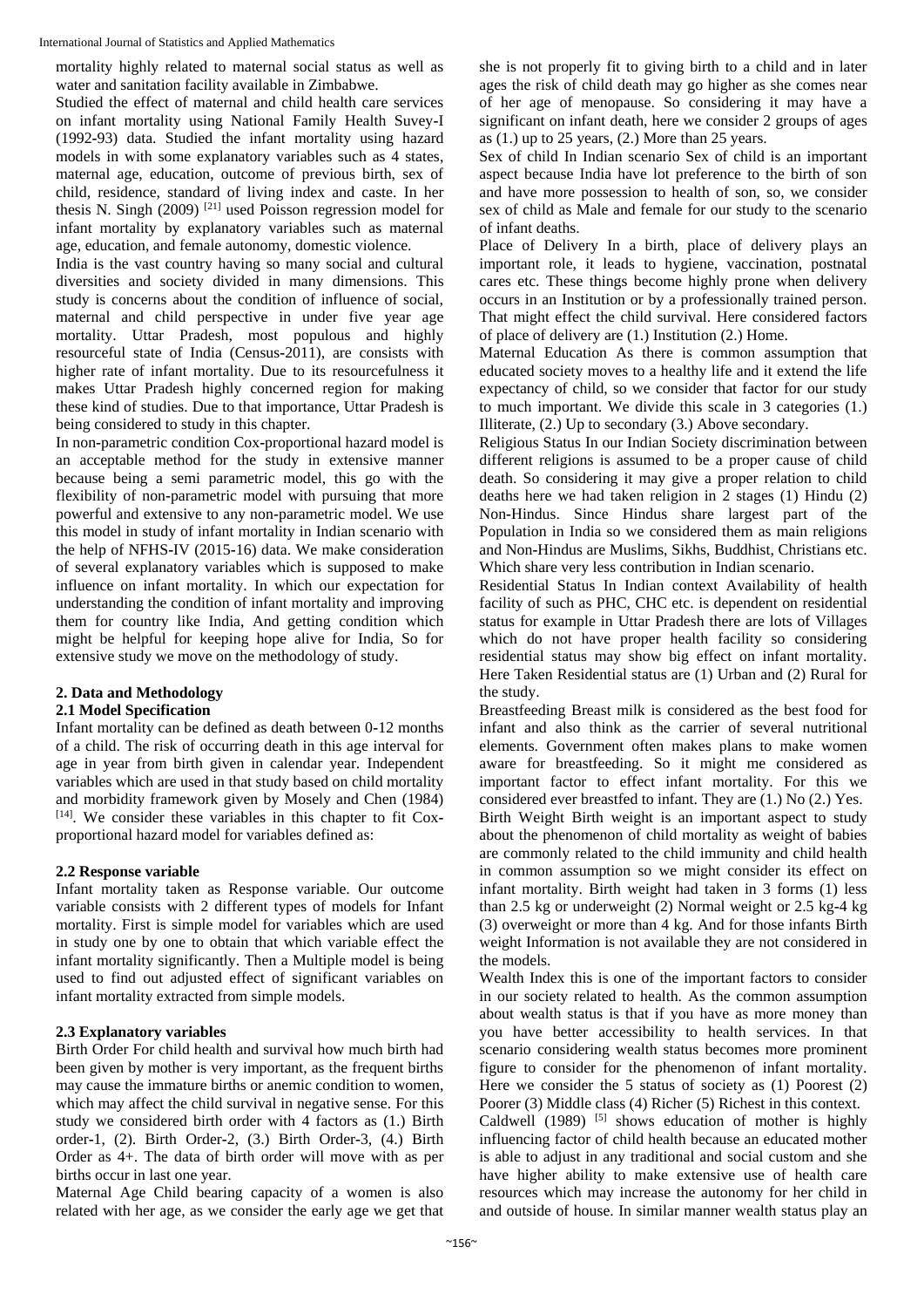mortality highly related to maternal social status as well as water and sanitation facility available in Zimbabwe.

Studied the effect of maternal and child health care services on infant mortality using National Family Health Suvey-I (1992-93) data. Studied the infant mortality using hazard models in with some explanatory variables such as 4 states, maternal age, education, outcome of previous birth, sex of child, residence, standard of living index and caste. In her thesis N. Singh (2009) [21] used Poisson regression model for infant mortality by explanatory variables such as maternal age, education, and female autonomy, domestic violence.

India is the vast country having so many social and cultural diversities and society divided in many dimensions. This study is concerns about the condition of influence of social, maternal and child perspective in under five year age mortality. Uttar Pradesh, most populous and highly resourceful state of India (Census-2011), are consists with higher rate of infant mortality. Due to its resourcefulness it makes Uttar Pradesh highly concerned region for making these kind of studies. Due to that importance, Uttar Pradesh is being considered to study in this chapter.

In non-parametric condition Cox-proportional hazard model is an acceptable method for the study in extensive manner because being a semi parametric model, this go with the flexibility of non-parametric model with pursuing that more powerful and extensive to any non-parametric model. We use this model in study of infant mortality in Indian scenario with the help of NFHS-IV (2015-16) data. We make consideration of several explanatory variables which is supposed to make influence on infant mortality. In which our expectation for understanding the condition of infant mortality and improving them for country like India, And getting condition which might be helpful for keeping hope alive for India, So for extensive study we move on the methodology of study.

## 2. Data and Methodology

### 2.1 Model Specification

Infant mortality can be defined as death between 0-12 months of a child. The risk of occurring death in this age interval for age in year from birth given in calendar year. Independent variables which are used in that study based on child mortality and morbidity framework given by Mosely and Chen (1984) [14]. We consider these variables in this chapter to fit Cox-proportional hazard model for variables defined as:

### 2.2 Response variable

Infant mortality taken as Response variable. Our outcome variable consists with 2 different types of models for Infant mortality. First is simple model for variables which are used in study one by one to obtain that which variable effect the infant mortality significantly. Then a Multiple model is being used to find out adjusted effect of significant variables on infant mortality extracted from simple models.

### 2.3 Explanatory variables

Birth Order For child health and survival how much birth had been given by mother is very important, as the frequent births may cause the immature births or anemic condition to women, which may affect the child survival in negative sense. For this study we considered birth order with 4 factors as (1.) Birth order-1, (2). Birth Order-2, (3.) Birth Order-3, (4.) Birth Order as 4+. The data of birth order will move with as per births occur in last one year.

Maternal Age Child bearing capacity of a women is also related with her age, as we consider the early age we get that she is not properly fit to giving birth to a child and in later ages the risk of child death may go higher as she comes near of her age of menopause. So considering it may have a significant on infant death, here we consider 2 groups of ages as (1.) up to 25 years, (2.) More than 25 years.

Sex of child In Indian scenario Sex of child is an important aspect because India have lot preference to the birth of son and have more possession to health of son, so, we consider sex of child as Male and female for our study to the scenario of infant deaths.

Place of Delivery In a birth, place of delivery plays an important role, it leads to hygiene, vaccination, postnatal cares etc. These things become highly prone when delivery occurs in an Institution or by a professionally trained person. That might effect the child survival. Here considered factors of place of delivery are (1.) Institution (2.) Home.

Maternal Education As there is common assumption that educated society moves to a healthy life and it extend the life expectancy of child, so we consider that factor for our study to much important. We divide this scale in 3 categories (1.) Illiterate, (2.) Up to secondary (3.) Above secondary.

Religious Status In our Indian Society discrimination between different religions is assumed to be a proper cause of child death. So considering it may give a proper relation to child deaths here we had taken religion in 2 stages (1) Hindu (2) Non-Hindus. Since Hindus share largest part of the Population in India so we considered them as main religions and Non-Hindus are Muslims, Sikhs, Buddhist, Christians etc. Which share very less contribution in Indian scenario.

Residential Status In Indian context Availability of health facility of such as PHC, CHC etc. is dependent on residential status for example in Uttar Pradesh there are lots of Villages which do not have proper health facility so considering residential status may show big effect on infant mortality. Here Taken Residential status are (1) Urban and (2) Rural for the study.

Breastfeeding Breast milk is considered as the best food for infant and also think as the carrier of several nutritional elements. Government often makes plans to make women aware for breastfeeding. So it might me considered as important factor to effect infant mortality. For this we considered ever breastfed to infant. They are (1.) No (2.) Yes.

Birth Weight Birth weight is an important aspect to study about the phenomenon of child mortality as weight of babies are commonly related to the child immunity and child health in common assumption so we might consider its effect on infant mortality. Birth weight had taken in 3 forms (1) less than 2.5 kg or underweight (2) Normal weight or 2.5 kg-4 kg (3) overweight or more than 4 kg. And for those infants Birth weight Information is not available they are not considered in the models.

Wealth Index this is one of the important factors to consider in our society related to health. As the common assumption about wealth status is that if you have as more money than you have better accessibility to health services. In that scenario considering wealth status becomes more prominent figure to consider for the phenomenon of infant mortality. Here we consider the 5 status of society as (1) Poorest (2) Poorer (3) Middle class (4) Richer (5) Richest in this context.

Caldwell (1989) [5] shows education of mother is highly influencing factor of child health because an educated mother is able to adjust in any traditional and social custom and she have higher ability to make extensive use of health care resources which may increase the autonomy for her child in and outside of house. In similar manner wealth status play an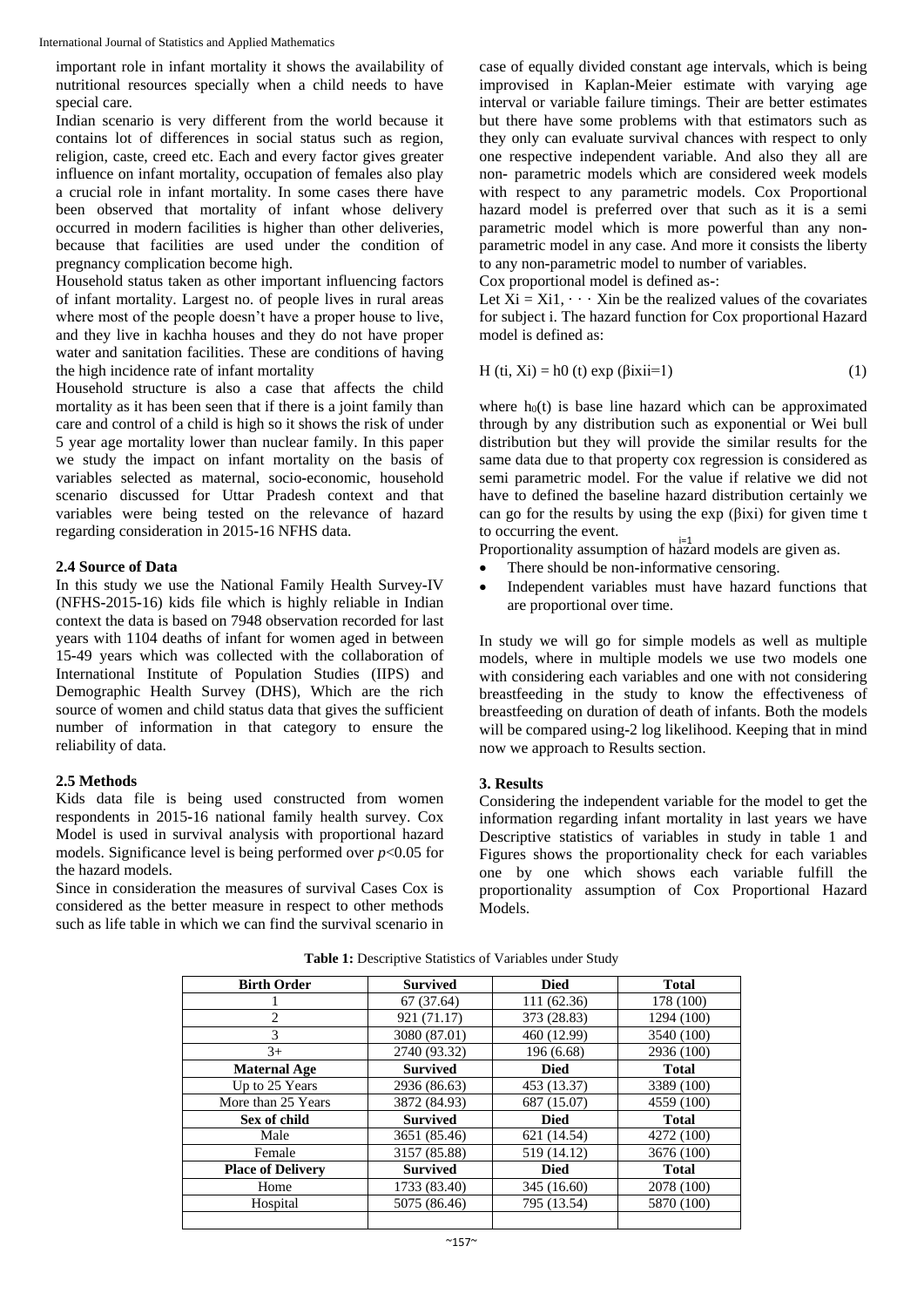important role in infant mortality it shows the availability of nutritional resources specially when a child needs to have special care.

Indian scenario is very different from the world because it contains lot of differences in social status such as region, religion, caste, creed etc. Each and every factor gives greater influence on infant mortality, occupation of females also play a crucial role in infant mortality. In some cases there have been observed that mortality of infant whose delivery occurred in modern facilities is higher than other deliveries, because that facilities are used under the condition of pregnancy complication become high.

Household status taken as other important influencing factors of infant mortality. Largest no. of people lives in rural areas where most of the people doesn't have a proper house to live, and they live in kachha houses and they do not have proper water and sanitation facilities. These are conditions of having the high incidence rate of infant mortality

Household structure is also a case that affects the child mortality as it has been seen that if there is a joint family than care and control of a child is high so it shows the risk of under 5 year age mortality lower than nuclear family. In this paper we study the impact on infant mortality on the basis of variables selected as maternal, socio-economic, household scenario discussed for Uttar Pradesh context and that variables were being tested on the relevance of hazard regarding consideration in 2015-16 NFHS data.

### 2.4 Source of Data

In this study we use the National Family Health Survey-IV (NFHS-2015-16) kids file which is highly reliable in Indian context the data is based on 7948 observation recorded for last years with 1104 deaths of infant for women aged in between 15-49 years which was collected with the collaboration of International Institute of Population Studies (IIPS) and Demographic Health Survey (DHS), Which are the rich source of women and child status data that gives the sufficient number of information in that category to ensure the reliability of data.

### 2.5 Methods

Kids data file is being used constructed from women respondents in 2015-16 national family health survey. Cox Model is used in survival analysis with proportional hazard models. Significance level is being performed over $p<0.05$ for the hazard models.

Since in consideration the measures of survival Cases Cox is considered as the better measure in respect to other methods such as life table in which we can find the survival scenario in case of equally divided constant age intervals, which is being improvised in Kaplan-Meier estimate with varying age interval or variable failure timings. Their are better estimates but there have some problems with that estimators such as they only can evaluate survival chances with respect to only one respective independent variable. And also they all are non- parametric models which are considered week models with respect to any parametric models. Cox Proportional hazard model is preferred over that such as it is a semi parametric model which is more powerful than any non-parametric model in any case. And more it consists the liberty to any non-parametric model to number of variables.

Cox proportional model is defined as-:

Let $X_i = X_{i1}, \cdots X_{in}$ be the realized values of the covariates for subject i. The hazard function for Cox proportional Hazard model is defined as:

$$H(t_i, X_i) = h_0(t)\exp\left(\sum_{i=1}\beta_i x_i\right) \tag{1}$$

where $h_0(t)$ is base line hazard which can be approximated through by any distribution such as exponential or Wei bull distribution but they will provide the similar results for the same data due to that property cox regression is considered as semi parametric model. For the value if relative we did not have to defined the baseline hazard distribution certainly we can go for the results by using the $\exp\left(\sum_{i=1}\beta_i x_i\right)$ for given time t to occurring the event.

Proportionality assumption of hazard models are given as.

- There should be non-informative censoring.
- Independent variables must have hazard functions that are proportional over time.

In study we will go for simple models as well as multiple models, where in multiple models we use two models one with considering each variables and one with not considering breastfeeding in the study to know the effectiveness of breastfeeding on duration of death of infants. Both the models will be compared using-2 log likelihood. Keeping that in mind now we approach to Results section.

## 3. Results

Considering the independent variable for the model to get the information regarding infant mortality in last years we have Descriptive statistics of variables in study in table 1 and Figures shows the proportionality check for each variables one by one which shows each variable fulfill the proportionality assumption of Cox Proportional Hazard Models.

**Table 1:** Descriptive Statistics of Variables under Study

| **Birth Order** | **Survived** | **Died** | **Total** |
|---|---|---|---|
| 1 | 67 (37.64) | 111 (62.36) | 178 (100) |
| 2 | 921 (71.17) | 373 (28.83) | 1294 (100) |
| 3 | 3080 (87.01) | 460 (12.99) | 3540 (100) |
| 3+ | 2740 (93.32) | 196 (6.68) | 2936 (100) |
| **Maternal Age** | **Survived** | **Died** | **Total** |
| Up to 25 Years | 2936 (86.63) | 453 (13.37) | 3389 (100) |
| More than 25 Years | 3872 (84.93) | 687 (15.07) | 4559 (100) |
| **Sex of child** | **Survived** | **Died** | **Total** |
| Male | 3651 (85.46) | 621 (14.54) | 4272 (100) |
| Female | 3157 (85.88) | 519 (14.12) | 3676 (100) |
| **Place of Delivery** | **Survived** | **Died** | **Total** |
| Home | 1733 (83.40) | 345 (16.60) | 2078 (100) |
| Hospital | 5075 (86.46) | 795 (13.54) | 5870 (100) |
| | | | |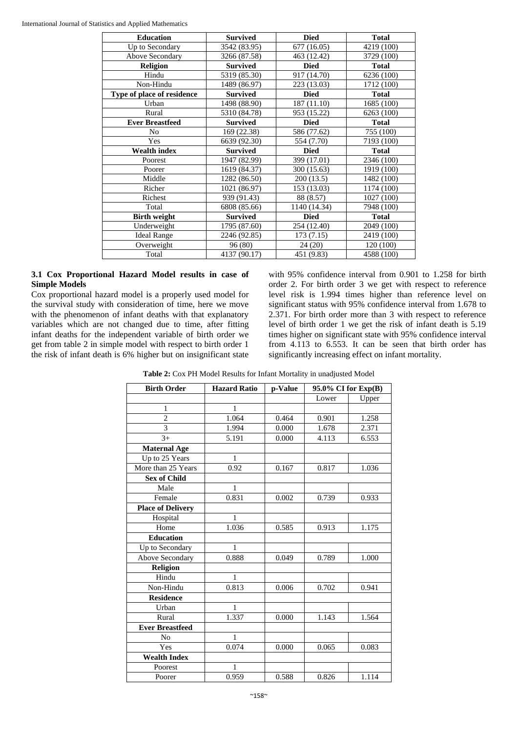| Education | Survived | Died | Total |
|---|---|---|---|
| Up to Secondary | 3542 (83.95) | 677 (16.05) | 4219 (100) |
| Above Secondary | 3266 (87.58) | 463 (12.42) | 3729 (100) |
| **Religion** | **Survived** | **Died** | **Total** |
| Hindu | 5319 (85.30) | 917 (14.70) | 6236 (100) |
| Non-Hindu | 1489 (86.97) | 223 (13.03) | 1712 (100) |
| **Type of place of residence** | **Survived** | **Died** | **Total** |
| Urban | 1498 (88.90) | 187 (11.10) | 1685 (100) |
| Rural | 5310 (84.78) | 953 (15.22) | 6263 (100) |
| **Ever Breastfeed** | **Survived** | **Died** | **Total** |
| No | 169 (22.38) | 586 (77.62) | 755 (100) |
| Yes | 6639 (92.30) | 554 (7.70) | 7193 (100) |
| **Wealth index** | **Survived** | **Died** | **Total** |
| Poorest | 1947 (82.99) | 399 (17.01) | 2346 (100) |
| Poorer | 1619 (84.37) | 300 (15.63) | 1919 (100) |
| Middle | 1282 (86.50) | 200 (13.5) | 1482 (100) |
| Richer | 1021 (86.97) | 153 (13.03) | 1174 (100) |
| Richest | 939 (91.43) | 88 (8.57) | 1027 (100) |
| Total | 6808 (85.66) | 1140 (14.34) | 7948 (100) |
| **Birth weight** | **Survived** | **Died** | **Total** |
| Underweight | 1795 (87.60) | 254 (12.40) | 2049 (100) |
| Ideal Range | 2246 (92.85) | 173 (7.15) | 2419 (100) |
| Overweight | 96 (80) | 24 (20) | 120 (100) |
| Total | 4137 (90.17) | 451 (9.83) | 4588 (100) |

### 3.1 Cox Proportional Hazard Model results in case of Simple Models

Cox proportional hazard model is a properly used model for the survival study with consideration of time, here we move with the phenomenon of infant deaths with that explanatory variables which are not changed due to time, after fitting infant deaths for the independent variable of birth order we get from table 2 in simple model with respect to birth order 1 the risk of infant death is 6% higher but on insignificant state with 95% confidence interval from 0.901 to 1.258 for birth order 2. For birth order 3 we get with respect to reference level risk is 1.994 times higher than reference level on significant status with 95% confidence interval from 1.678 to 2.371. For birth order more than 3 with respect to reference level of birth order 1 we get the risk of infant death is 5.19 times higher on significant state with 95% confidence interval from 4.113 to 6.553. It can be seen that birth order has significantly increasing effect on infant mortality.

**Table 2:** Cox PH Model Results for Infant Mortality in unadjusted Model

| Birth Order | Hazard Ratio | p-Value | 95.0% CI for Exp(B) | |
|---|---|---|---|---|
| | | | Lower | Upper |
| 1 | 1 | | | |
| 2 | 1.064 | 0.464 | 0.901 | 1.258 |
| 3 | 1.994 | 0.000 | 1.678 | 2.371 |
| 3+ | 5.191 | 0.000 | 4.113 | 6.553 |
| **Maternal Age** | | | | |
| Up to 25 Years | 1 | | | |
| More than 25 Years | 0.92 | 0.167 | 0.817 | 1.036 |
| **Sex of Child** | | | | |
| Male | 1 | | | |
| Female | 0.831 | 0.002 | 0.739 | 0.933 |
| **Place of Delivery** | | | | |
| Hospital | 1 | | | |
| Home | 1.036 | 0.585 | 0.913 | 1.175 |
| **Education** | | | | |
| Up to Secondary | 1 | | | |
| Above Secondary | 0.888 | 0.049 | 0.789 | 1.000 |
| **Religion** | | | | |
| Hindu | 1 | | | |
| Non-Hindu | 0.813 | 0.006 | 0.702 | 0.941 |
| **Residence** | | | | |
| Urban | 1 | | | |
| Rural | 1.337 | 0.000 | 1.143 | 1.564 |
| **Ever Breastfeed** | | | | |
| No | 1 | | | |
| Yes | 0.074 | 0.000 | 0.065 | 0.083 |
| **Wealth Index** | | | | |
| Poorest | 1 | | | |
| Poorer | 0.959 | 0.588 | 0.826 | 1.114 |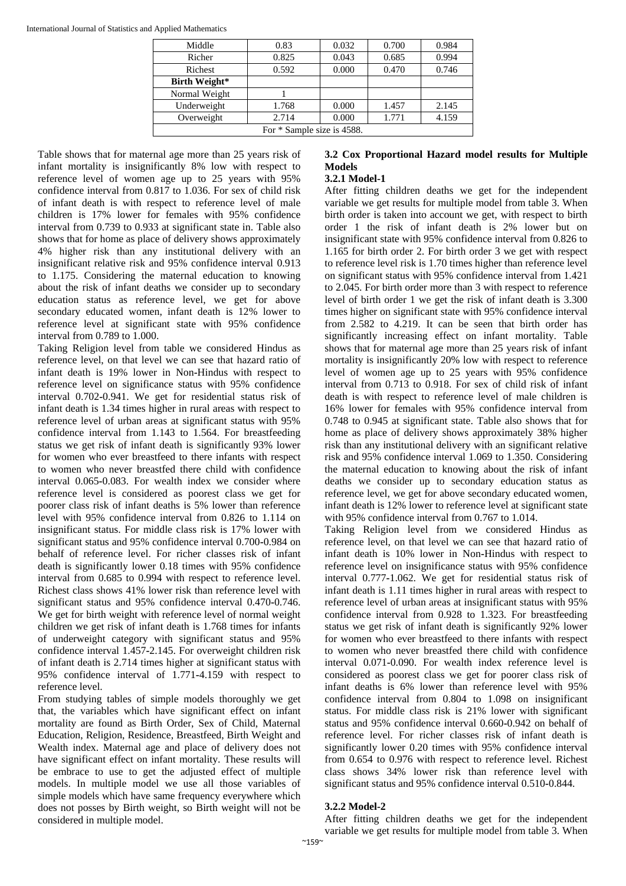| | | | | |
|---|---|---|---|---|
| Middle | 0.83 | 0.032 | 0.700 | 0.984 |
| Richer | 0.825 | 0.043 | 0.685 | 0.994 |
| Richest | 0.592 | 0.000 | 0.470 | 0.746 |
| **Birth Weight*** | | | | |
| Normal Weight | 1 | | | |
| Underweight | 1.768 | 0.000 | 1.457 | 2.145 |
| Overweight | 2.714 | 0.000 | 1.771 | 4.159 |
| For * Sample size is 4588. | | | | |

Table shows that for maternal age more than 25 years risk of infant mortality is insignificantly 8% low with respect to reference level of women age up to 25 years with 95% confidence interval from 0.817 to 1.036. For sex of child risk of infant death is with respect to reference level of male children is 17% lower for females with 95% confidence interval from 0.739 to 0.933 at significant state in. Table also shows that for home as place of delivery shows approximately 4% higher risk than any institutional delivery with an insignificant relative risk and 95% confidence interval 0.913 to 1.175. Considering the maternal education to knowing about the risk of infant deaths we consider up to secondary education status as reference level, we get for above secondary educated women, infant death is 12% lower to reference level at significant state with 95% confidence interval from 0.789 to 1.000.

Taking Religion level from table we considered Hindus as reference level, on that level we can see that hazard ratio of infant death is 19% lower in Non-Hindus with respect to reference level on significance status with 95% confidence interval 0.702-0.941. We get for residential status risk of infant death is 1.34 times higher in rural areas with respect to reference level of urban areas at significant status with 95% confidence interval from 1.143 to 1.564. For breastfeeding status we get risk of infant death is significantly 93% lower for women who ever breastfeed to there infants with respect to women who never breastfed there child with confidence interval 0.065-0.083. For wealth index we consider where reference level is considered as poorest class we get for poorer class risk of infant deaths is 5% lower than reference level with 95% confidence interval from 0.826 to 1.114 on insignificant status. For middle class risk is 17% lower with significant status and 95% confidence interval 0.700-0.984 on behalf of reference level. For richer classes risk of infant death is significantly lower 0.18 times with 95% confidence interval from 0.685 to 0.994 with respect to reference level. Richest class shows 41% lower risk than reference level with significant status and 95% confidence interval 0.470-0.746. We get for birth weight with reference level of normal weight children we get risk of infant death is 1.768 times for infants of underweight category with significant status and 95% confidence interval 1.457-2.145. For overweight children risk of infant death is 2.714 times higher at significant status with 95% confidence interval of 1.771-4.159 with respect to reference level.

From studying tables of simple models thoroughly we get that, the variables which have significant effect on infant mortality are found as Birth Order, Sex of Child, Maternal Education, Religion, Residence, Breastfeed, Birth Weight and Wealth index. Maternal age and place of delivery does not have significant effect on infant mortality. These results will be embrace to use to get the adjusted effect of multiple models. In multiple model we use all those variables of simple models which have same frequency everywhere which does not posses by Birth weight, so Birth weight will not be considered in multiple model.

### 3.2 Cox Proportional Hazard model results for Multiple Models

#### 3.2.1 Model-1

After fitting children deaths we get for the independent variable we get results for multiple model from table 3. When birth order is taken into account we get, with respect to birth order 1 the risk of infant death is 2% lower but on insignificant state with 95% confidence interval from 0.826 to 1.165 for birth order 2. For birth order 3 we get with respect to reference level risk is 1.70 times higher than reference level on significant status with 95% confidence interval from 1.421 to 2.045. For birth order more than 3 with respect to reference level of birth order 1 we get the risk of infant death is 3.300 times higher on significant state with 95% confidence interval from 2.582 to 4.219. It can be seen that birth order has significantly increasing effect on infant mortality. Table shows that for maternal age more than 25 years risk of infant mortality is insignificantly 20% low with respect to reference level of women age up to 25 years with 95% confidence interval from 0.713 to 0.918. For sex of child risk of infant death is with respect to reference level of male children is 16% lower for females with 95% confidence interval from 0.748 to 0.945 at significant state. Table also shows that for home as place of delivery shows approximately 38% higher risk than any institutional delivery with an significant relative risk and 95% confidence interval 1.069 to 1.350. Considering the maternal education to knowing about the risk of infant deaths we consider up to secondary education status as reference level, we get for above secondary educated women, infant death is 12% lower to reference level at significant state with 95% confidence interval from 0.767 to 1.014.

Taking Religion level from we considered Hindus as reference level, on that level we can see that hazard ratio of infant death is 10% lower in Non-Hindus with respect to reference level on insignificance status with 95% confidence interval 0.777-1.062. We get for residential status risk of infant death is 1.11 times higher in rural areas with respect to reference level of urban areas at insignificant status with 95% confidence interval from 0.928 to 1.323. For breastfeeding status we get risk of infant death is significantly 92% lower for women who ever breastfeed to there infants with respect to women who never breastfed there child with confidence interval 0.071-0.090. For wealth index reference level is considered as poorest class we get for poorer class risk of infant deaths is 6% lower than reference level with 95% confidence interval from 0.804 to 1.098 on insignificant status. For middle class risk is 21% lower with significant status and 95% confidence interval 0.660-0.942 on behalf of reference level. For richer classes risk of infant death is significantly lower 0.20 times with 95% confidence interval from 0.654 to 0.976 with respect to reference level. Richest class shows 34% lower risk than reference level with significant status and 95% confidence interval 0.510-0.844.

#### 3.2.2 Model-2

After fitting children deaths we get for the independent variable we get results for multiple model from table 3. When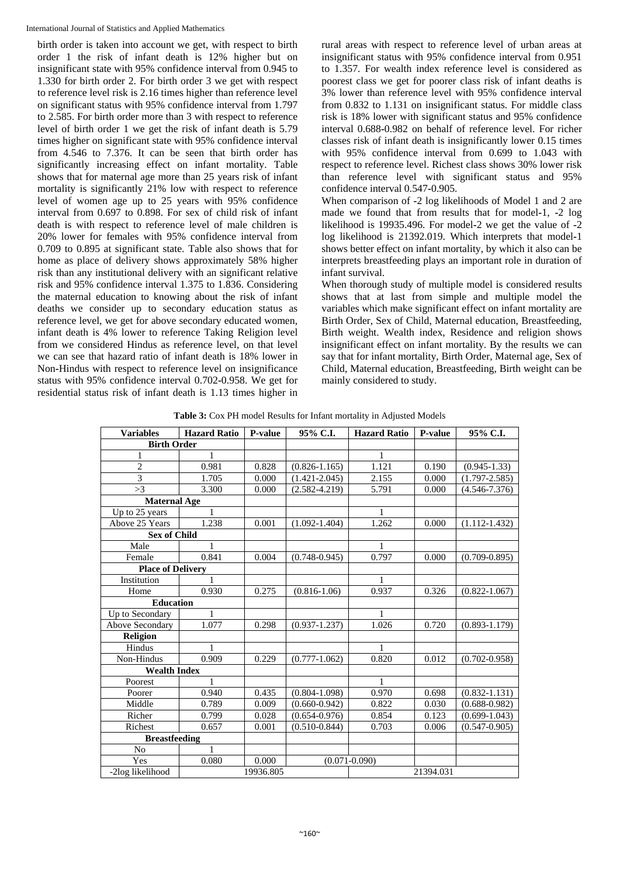birth order is taken into account we get, with respect to birth order 1 the risk of infant death is 12% higher but on insignificant state with 95% confidence interval from 0.945 to 1.330 for birth order 2. For birth order 3 we get with respect to reference level risk is 2.16 times higher than reference level on significant status with 95% confidence interval from 1.797 to 2.585. For birth order more than 3 with respect to reference level of birth order 1 we get the risk of infant death is 5.79 times higher on significant state with 95% confidence interval from 4.546 to 7.376. It can be seen that birth order has significantly increasing effect on infant mortality. Table shows that for maternal age more than 25 years risk of infant mortality is significantly 21% low with respect to reference level of women age up to 25 years with 95% confidence interval from 0.697 to 0.898. For sex of child risk of infant death is with respect to reference level of male children is 20% lower for females with 95% confidence interval from 0.709 to 0.895 at significant state. Table also shows that for home as place of delivery shows approximately 58% higher risk than any institutional delivery with an significant relative risk and 95% confidence interval 1.375 to 1.836. Considering the maternal education to knowing about the risk of infant deaths we consider up to secondary education status as reference level, we get for above secondary educated women, infant death is 4% lower to reference Taking Religion level from we considered Hindus as reference level, on that level we can see that hazard ratio of infant death is 18% lower in Non-Hindus with respect to reference level on insignificance status with 95% confidence interval 0.702-0.958. We get for residential status risk of infant death is 1.13 times higher in rural areas with respect to reference level of urban areas at insignificant status with 95% confidence interval from 0.951 to 1.357. For wealth index reference level is considered as poorest class we get for poorer class risk of infant deaths is 3% lower than reference level with 95% confidence interval from 0.832 to 1.131 on insignificant status. For middle class risk is 18% lower with significant status and 95% confidence interval 0.688-0.982 on behalf of reference level. For richer classes risk of infant death is insignificantly lower 0.15 times with 95% confidence interval from 0.699 to 1.043 with respect to reference level. Richest class shows 30% lower risk than reference level with significant status and 95% confidence interval 0.547-0.905.

When comparison of -2 log likelihoods of Model 1 and 2 are made we found that from results that for model-1, -2 log likelihood is 19935.496. For model-2 we get the value of -2 log likelihood is 21392.019. Which interprets that model-1 shows better effect on infant mortality, by which it also can be interprets breastfeeding plays an important role in duration of infant survival.

When thorough study of multiple model is considered results shows that at last from simple and multiple model the variables which make significant effect on infant mortality are Birth Order, Sex of Child, Maternal education, Breastfeeding, Birth weight. Wealth index, Residence and religion shows insignificant effect on infant mortality. By the results we can say that for infant mortality, Birth Order, Maternal age, Sex of Child, Maternal education, Breastfeeding, Birth weight can be mainly considered to study.

**Table 3:** Cox PH model Results for Infant mortality in Adjusted Models

| Variables | Hazard Ratio | P-value | 95% C.I. | Hazard Ratio | P-value | 95% C.I. |
|---|---|---|---|---|---|---|
| **Birth Order** | | | | | | |
| 1 | 1 | | | 1 | | |
| 2 | 0.981 | 0.828 | (0.826-1.165) | 1.121 | 0.190 | (0.945-1.33) |
| 3 | 1.705 | 0.000 | (1.421-2.045) | 2.155 | 0.000 | (1.797-2.585) |
| >3 | 3.300 | 0.000 | (2.582-4.219) | 5.791 | 0.000 | (4.546-7.376) |
| **Maternal Age** | | | | | | |
| Up to 25 years | 1 | | | 1 | | |
| Above 25 Years | 1.238 | 0.001 | (1.092-1.404) | 1.262 | 0.000 | (1.112-1.432) |
| **Sex of Child** | | | | | | |
| Male | 1 | | | 1 | | |
| Female | 0.841 | 0.004 | (0.748-0.945) | 0.797 | 0.000 | (0.709-0.895) |
| **Place of Delivery** | | | | | | |
| Institution | 1 | | | 1 | | |
| Home | 0.930 | 0.275 | (0.816-1.06) | 0.937 | 0.326 | (0.822-1.067) |
| **Education** | | | | | | |
| Up to Secondary | 1 | | | 1 | | |
| Above Secondary | 1.077 | 0.298 | (0.937-1.237) | 1.026 | 0.720 | (0.893-1.179) |
| **Religion** | | | | | | |
| Hindus | 1 | | | 1 | | |
| Non-Hindus | 0.909 | 0.229 | (0.777-1.062) | 0.820 | 0.012 | (0.702-0.958) |
| **Wealth Index** | | | | | | |
| Poorest | 1 | | | 1 | | |
| Poorer | 0.940 | 0.435 | (0.804-1.098) | 0.970 | 0.698 | (0.832-1.131) |
| Middle | 0.789 | 0.009 | (0.660-0.942) | 0.822 | 0.030 | (0.688-0.982) |
| Richer | 0.799 | 0.028 | (0.654-0.976) | 0.854 | 0.123 | (0.699-1.043) |
| Richest | 0.657 | 0.001 | (0.510-0.844) | 0.703 | 0.006 | (0.547-0.905) |
| **Breastfeeding** | | | | | | |
| No | 1 | | | | | |
| Yes | 0.080 | 0.000 | (0.071-0.090) | | | |
| -2log likelihood | 19936.805 | | | 21394.031 | | |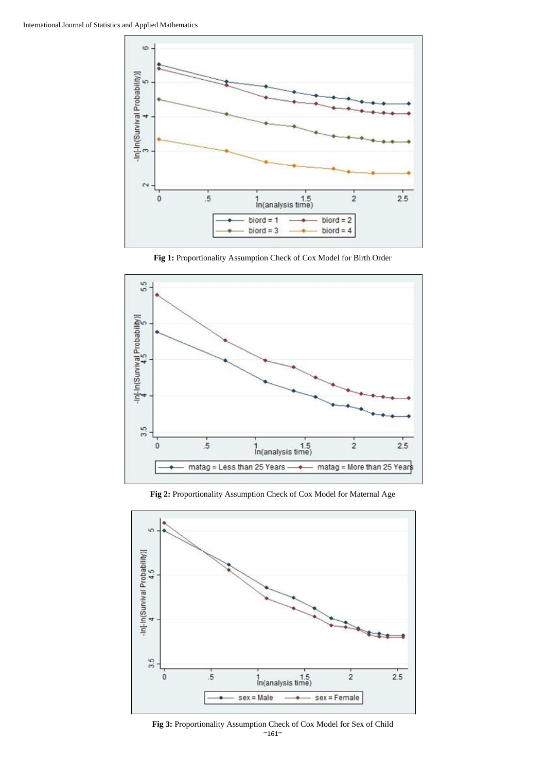Fig 1: Proportionality Assumption Check of Cox Model for Birth Order

Fig 2: Proportionality Assumption Check of Cox Model for Maternal Age

Fig 3: Proportionality Assumption Check of Cox Model for Sex of Child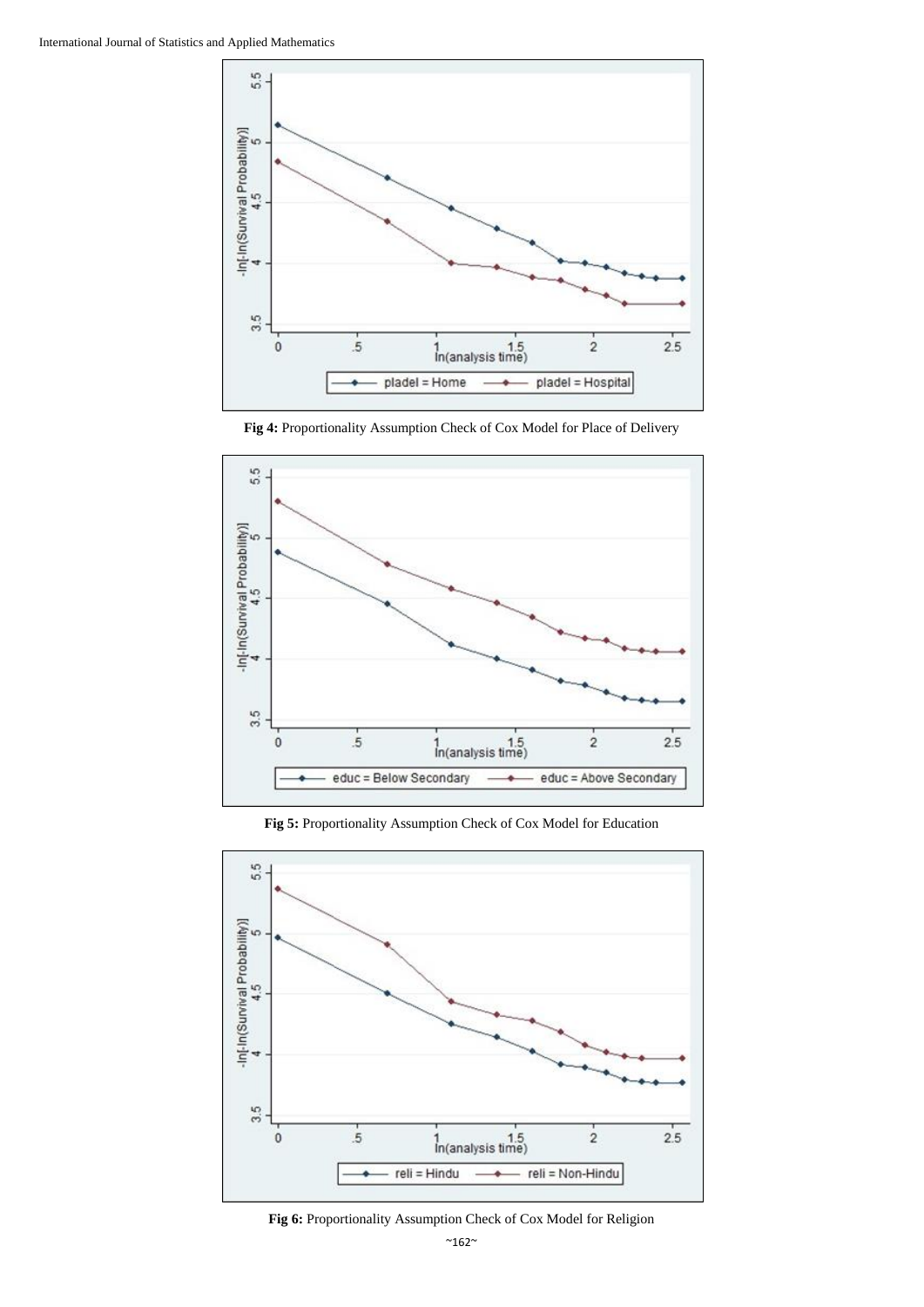**Fig 4:** Proportionality Assumption Check of Cox Model for Place of Delivery

**Fig 5:** Proportionality Assumption Check of Cox Model for Education

**Fig 6:** Proportionality Assumption Check of Cox Model for Religion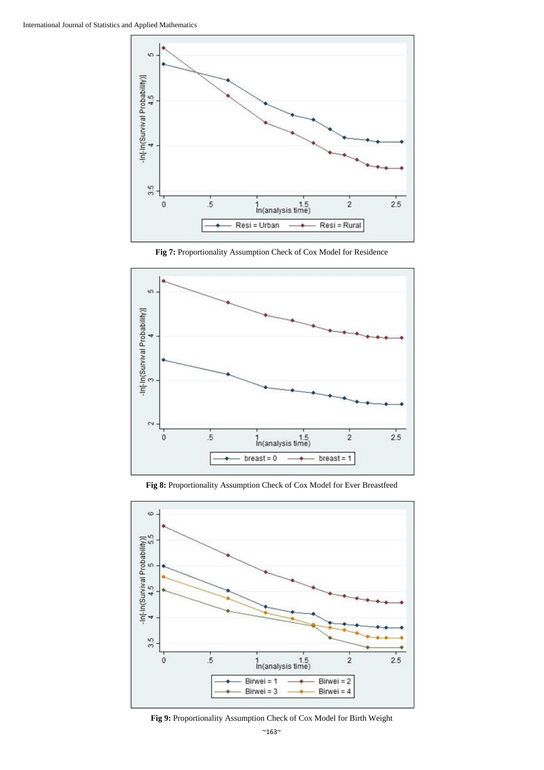Fig 7: Proportionality Assumption Check of Cox Model for Residence

Fig 8: Proportionality Assumption Check of Cox Model for Ever Breastfeed

Fig 9: Proportionality Assumption Check of Cox Model for Birth Weight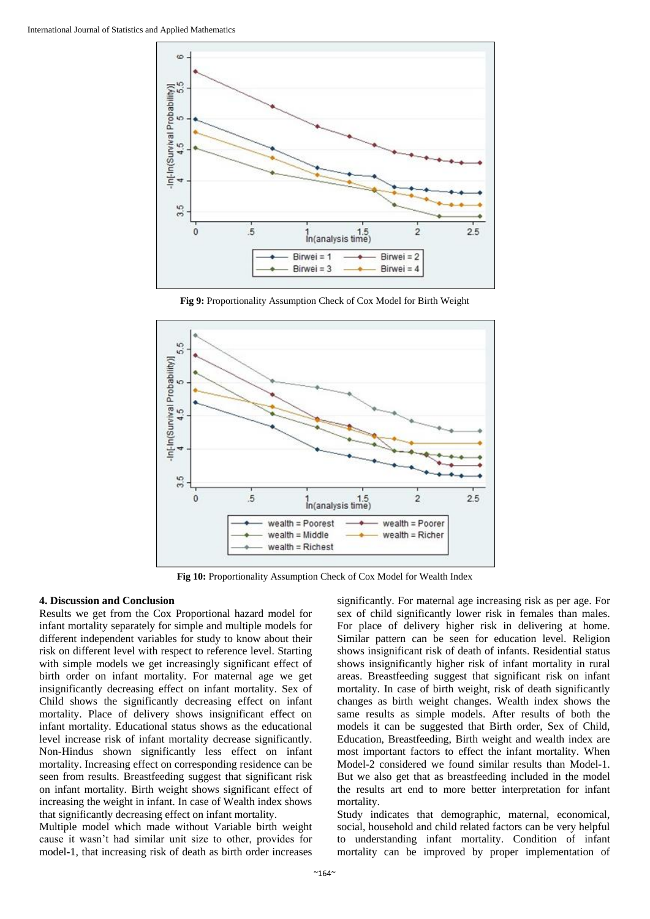Fig 9: Proportionality Assumption Check of Cox Model for Birth Weight

Fig 10: Proportionality Assumption Check of Cox Model for Wealth Index

### 4. Discussion and Conclusion

Results we get from the Cox Proportional hazard model for infant mortality separately for simple and multiple models for different independent variables for study to know about their risk on different level with respect to reference level. Starting with simple models we get increasingly significant effect of birth order on infant mortality. For maternal age we get insignificantly decreasing effect on infant mortality. Sex of Child shows the significantly decreasing effect on infant mortality. Place of delivery shows insignificant effect on infant mortality. Educational status shows as the educational level increase risk of infant mortality decrease significantly. Non-Hindus shown significantly less effect on infant mortality. Increasing effect on corresponding residence can be seen from results. Breastfeeding suggest that significant risk on infant mortality. Birth weight shows significant effect of increasing the weight in infant. In case of Wealth index shows that significantly decreasing effect on infant mortality.

Multiple model which made without Variable birth weight cause it wasn't had similar unit size to other, provides for model-1, that increasing risk of death as birth order increases significantly. For maternal age increasing risk as per age. For sex of child significantly lower risk in females than males. For place of delivery higher risk in delivering at home. Similar pattern can be seen for education level. Religion shows insignificant risk of death of infants. Residential status shows insignificantly higher risk of infant mortality in rural areas. Breastfeeding suggest that significant risk on infant mortality. In case of birth weight, risk of death significantly changes as birth weight changes. Wealth index shows the same results as simple models. After results of both the models it can be suggested that Birth order, Sex of Child, Education, Breastfeeding, Birth weight and wealth index are most important factors to effect the infant mortality. When Model-2 considered we found similar results than Model-1. But we also get that as breastfeeding included in the model the results art end to more better interpretation for infant mortality.

Study indicates that demographic, maternal, economical, social, household and child related factors can be very helpful to understanding infant mortality. Condition of infant mortality can be improved by proper implementation of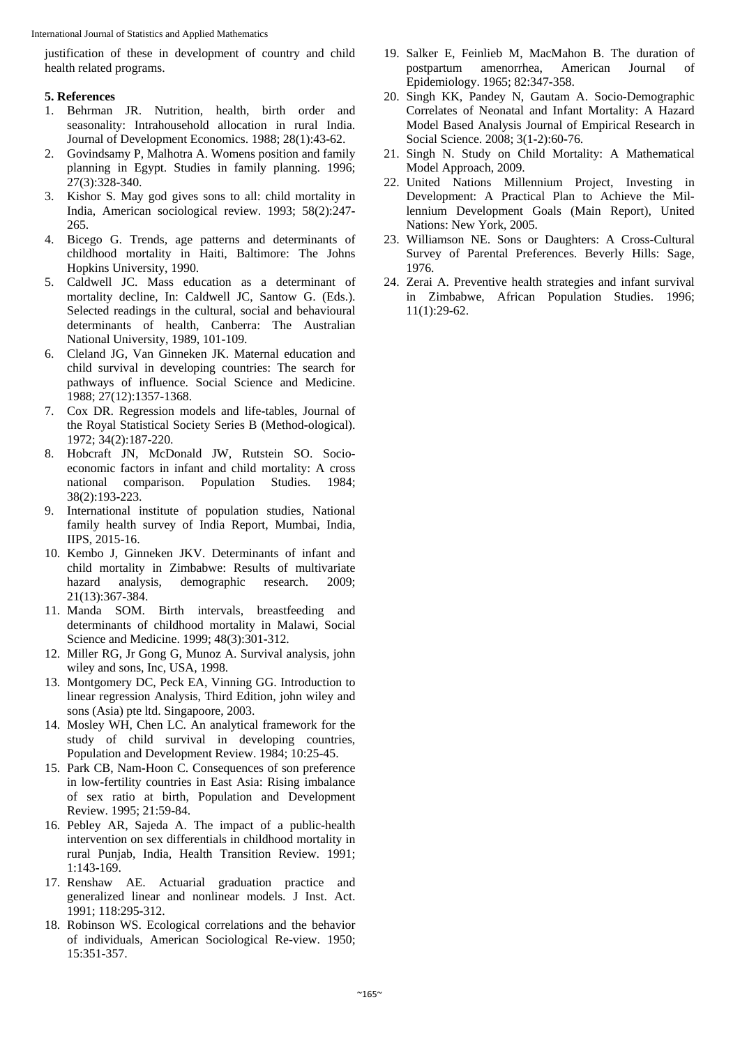justification of these in development of country and child health related programs.

### 5. References

1. Behrman JR. Nutrition, health, birth order and seasonality: Intrahousehold allocation in rural India. Journal of Development Economics. 1988; 28(1):43-62.
2. Govindsamy P, Malhotra A. Womens position and family planning in Egypt. Studies in family planning. 1996; 27(3):328-340.
3. Kishor S. May god gives sons to all: child mortality in India, American sociological review. 1993; 58(2):247-265.
4. Bicego G. Trends, age patterns and determinants of childhood mortality in Haiti, Baltimore: The Johns Hopkins University, 1990.
5. Caldwell JC. Mass education as a determinant of mortality decline, In: Caldwell JC, Santow G. (Eds.). Selected readings in the cultural, social and behavioural determinants of health, Canberra: The Australian National University, 1989, 101-109.
6. Cleland JG, Van Ginneken JK. Maternal education and child survival in developing countries: The search for pathways of influence. Social Science and Medicine. 1988; 27(12):1357-1368.
7. Cox DR. Regression models and life-tables, Journal of the Royal Statistical Society Series B (Method-ological). 1972; 34(2):187-220.
8. Hobcraft JN, McDonald JW, Rutstein SO. Socio-economic factors in infant and child mortality: A cross national comparison. Population Studies. 1984; 38(2):193-223.
9. International institute of population studies, National family health survey of India Report, Mumbai, India, IIPS, 2015-16.
10. Kembo J, Ginneken JKV. Determinants of infant and child mortality in Zimbabwe: Results of multivariate hazard analysis, demographic research. 2009; 21(13):367-384.
11. Manda SOM. Birth intervals, breastfeeding and determinants of childhood mortality in Malawi, Social Science and Medicine. 1999; 48(3):301-312.
12. Miller RG, Jr Gong G, Munoz A. Survival analysis, john wiley and sons, Inc, USA, 1998.
13. Montgomery DC, Peck EA, Vinning GG. Introduction to linear regression Analysis, Third Edition, john wiley and sons (Asia) pte ltd. Singapoore, 2003.
14. Mosley WH, Chen LC. An analytical framework for the study of child survival in developing countries, Population and Development Review. 1984; 10:25-45.
15. Park CB, Nam-Hoon C. Consequences of son preference in low-fertility countries in East Asia: Rising imbalance of sex ratio at birth, Population and Development Review. 1995; 21:59-84.
16. Pebley AR, Sajeda A. The impact of a public-health intervention on sex differentials in childhood mortality in rural Punjab, India, Health Transition Review. 1991; 1:143-169.
17. Renshaw AE. Actuarial graduation practice and generalized linear and nonlinear models. J Inst. Act. 1991; 118:295-312.
18. Robinson WS. Ecological correlations and the behavior of individuals, American Sociological Re-view. 1950; 15:351-357.
19. Salker E, Feinlieb M, MacMahon B. The duration of postpartum amenorrhea, American Journal of Epidemiology. 1965; 82:347-358.
20. Singh KK, Pandey N, Gautam A. Socio-Demographic Correlates of Neonatal and Infant Mortality: A Hazard Model Based Analysis Journal of Empirical Research in Social Science. 2008; 3(1-2):60-76.
21. Singh N. Study on Child Mortality: A Mathematical Model Approach, 2009.
22. United Nations Millennium Project, Investing in Development: A Practical Plan to Achieve the Mil-lennium Development Goals (Main Report), United Nations: New York, 2005.
23. Williamson NE. Sons or Daughters: A Cross-Cultural Survey of Parental Preferences. Beverly Hills: Sage, 1976.
24. Zerai A. Preventive health strategies and infant survival in Zimbabwe, African Population Studies. 1996; 11(1):29-62.